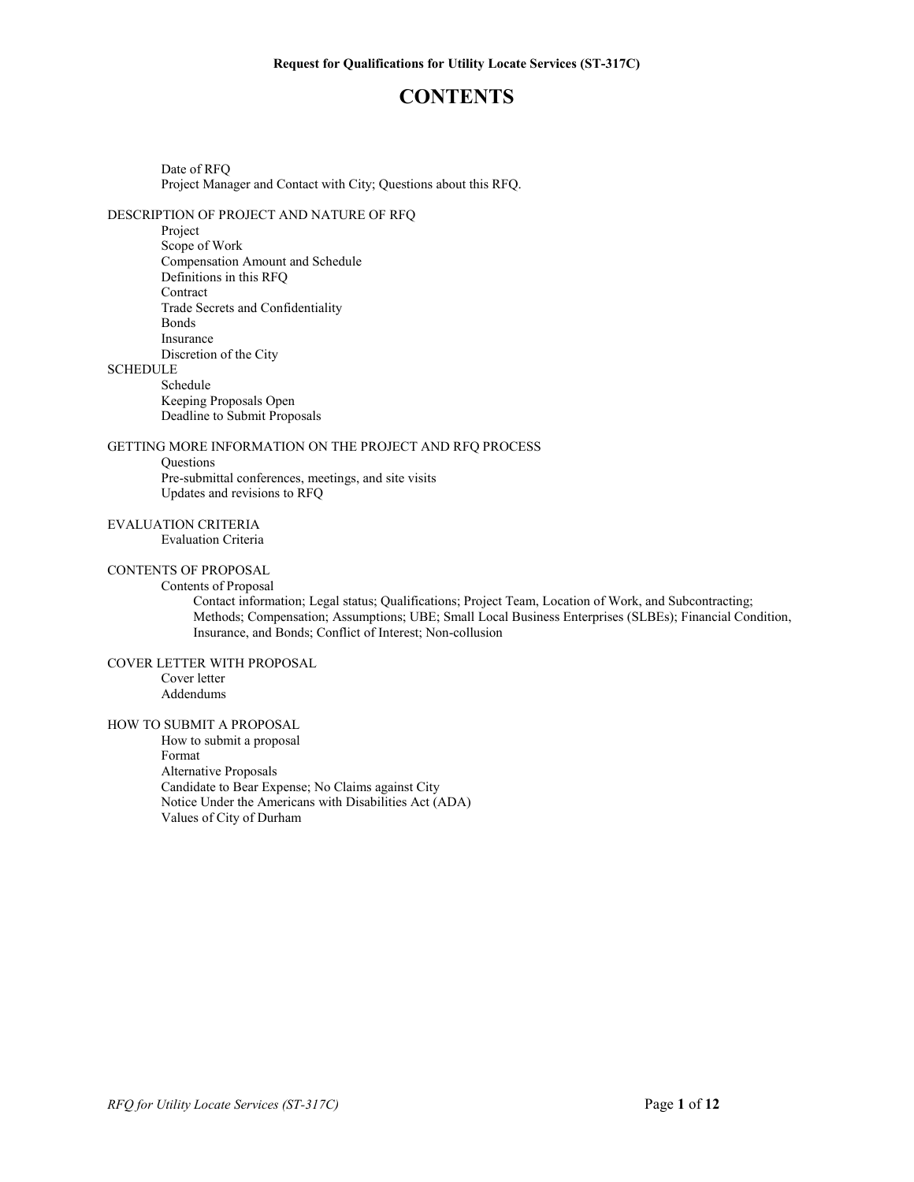**Request for Qualifications for Utility Locate Services (ST-317C)**

# CONTENTS

- Date of RFQ
- Project Manager and Contact with City; Questions about this RFQ.

DESCRIPTION OF PROJECT AND NATURE OF RFQ

- Project
- Scope of Work
- Compensation Amount and Schedule
- Definitions in this RFQ
- Contract
- Trade Secrets and Confidentiality
- Bonds
- Insurance
- Discretion of the City

SCHEDULE

- Schedule
- Keeping Proposals Open
- Deadline to Submit Proposals

GETTING MORE INFORMATION ON THE PROJECT AND RFQ PROCESS

- Questions
- Pre-submittal conferences, meetings, and site visits
- Updates and revisions to RFQ

EVALUATION CRITERIA

- Evaluation Criteria

CONTENTS OF PROPOSAL

- Contents of Proposal
  - Contact information; Legal status; Qualifications; Project Team, Location of Work, and Subcontracting; Methods; Compensation; Assumptions; UBE; Small Local Business Enterprises (SLBEs); Financial Condition, Insurance, and Bonds; Conflict of Interest; Non-collusion

COVER LETTER WITH PROPOSAL

- Cover letter
- Addendums

HOW TO SUBMIT A PROPOSAL

- How to submit a proposal
- Format
- Alternative Proposals
- Candidate to Bear Expense; No Claims against City
- Notice Under the Americans with Disabilities Act (ADA)
- Values of City of Durham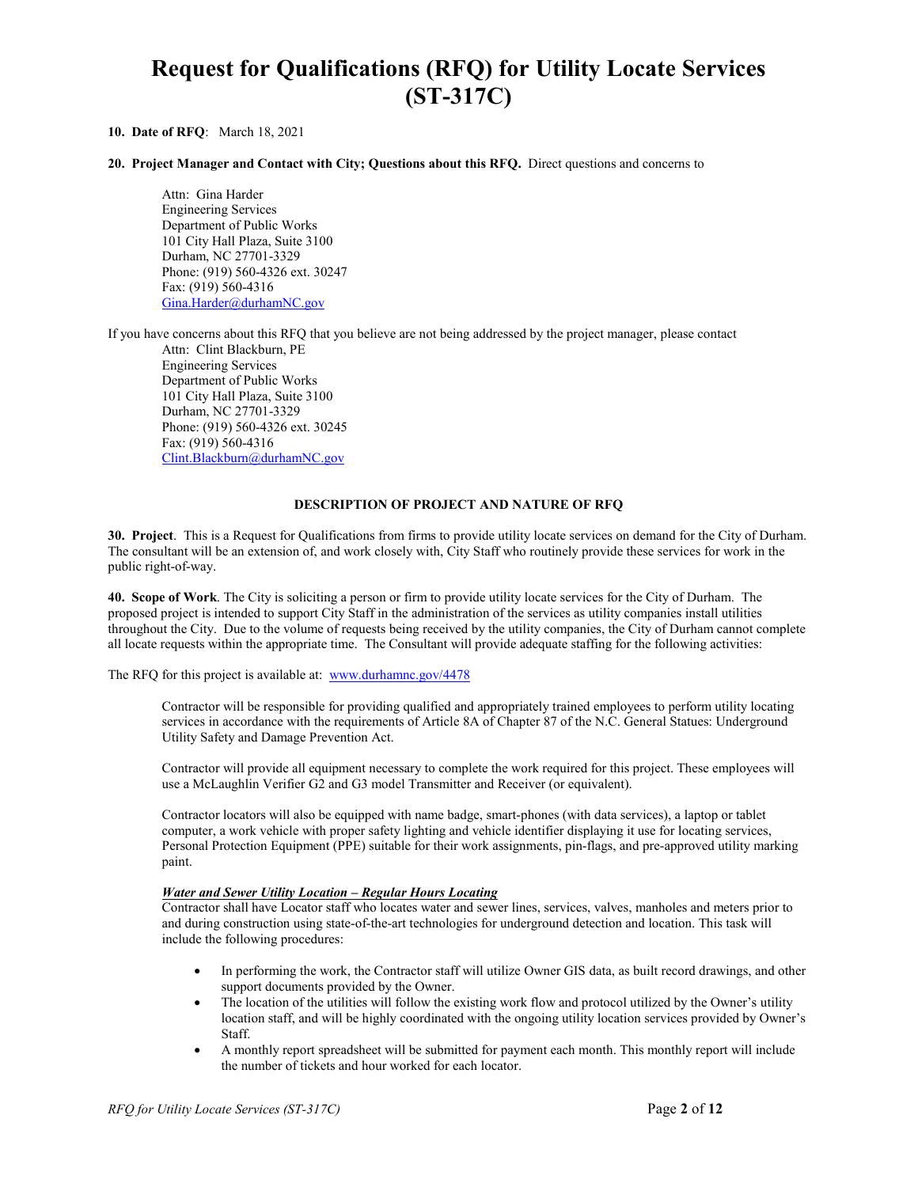# Request for Qualifications (RFQ) for Utility Locate Services (ST-317C)

**10. Date of RFQ**: March 18, 2021

**20. Project Manager and Contact with City; Questions about this RFQ.** Direct questions and concerns to

> Attn: Gina Harder
> Engineering Services
> Department of Public Works
> 101 City Hall Plaza, Suite 3100
> Durham, NC 27701-3329
> Phone: (919) 560-4326 ext. 30247
> Fax: (919) 560-4316
> Gina.Harder@durhamNC.gov

If you have concerns about this RFQ that you believe are not being addressed by the project manager, please contact

> Attn: Clint Blackburn, PE
> Engineering Services
> Department of Public Works
> 101 City Hall Plaza, Suite 3100
> Durham, NC 27701-3329
> Phone: (919) 560-4326 ext. 30245
> Fax: (919) 560-4316
> Clint.Blackburn@durhamNC.gov

### DESCRIPTION OF PROJECT AND NATURE OF RFQ

**30. Project**. This is a Request for Qualifications from firms to provide utility locate services on demand for the City of Durham. The consultant will be an extension of, and work closely with, City Staff who routinely provide these services for work in the public right-of-way.

**40. Scope of Work**. The City is soliciting a person or firm to provide utility locate services for the City of Durham. The proposed project is intended to support City Staff in the administration of the services as utility companies install utilities throughout the City. Due to the volume of requests being received by the utility companies, the City of Durham cannot complete all locate requests within the appropriate time. The Consultant will provide adequate staffing for the following activities:

The RFQ for this project is available at: www.durhamnc.gov/4478

Contractor will be responsible for providing qualified and appropriately trained employees to perform utility locating services in accordance with the requirements of Article 8A of Chapter 87 of the N.C. General Statues: Underground Utility Safety and Damage Prevention Act.

Contractor will provide all equipment necessary to complete the work required for this project. These employees will use a McLaughlin Verifier G2 and G3 model Transmitter and Receiver (or equivalent).

Contractor locators will also be equipped with name badge, smart-phones (with data services), a laptop or tablet computer, a work vehicle with proper safety lighting and vehicle identifier displaying it use for locating services, Personal Protection Equipment (PPE) suitable for their work assignments, pin-flags, and pre-approved utility marking paint.

***Water and Sewer Utility Location – Regular Hours Locating***

Contractor shall have Locator staff who locates water and sewer lines, services, valves, manholes and meters prior to and during construction using state-of-the-art technologies for underground detection and location. This task will include the following procedures:

- In performing the work, the Contractor staff will utilize Owner GIS data, as built record drawings, and other support documents provided by the Owner.
- The location of the utilities will follow the existing work flow and protocol utilized by the Owner's utility location staff, and will be highly coordinated with the ongoing utility location services provided by Owner's Staff.
- A monthly report spreadsheet will be submitted for payment each month. This monthly report will include the number of tickets and hour worked for each locator.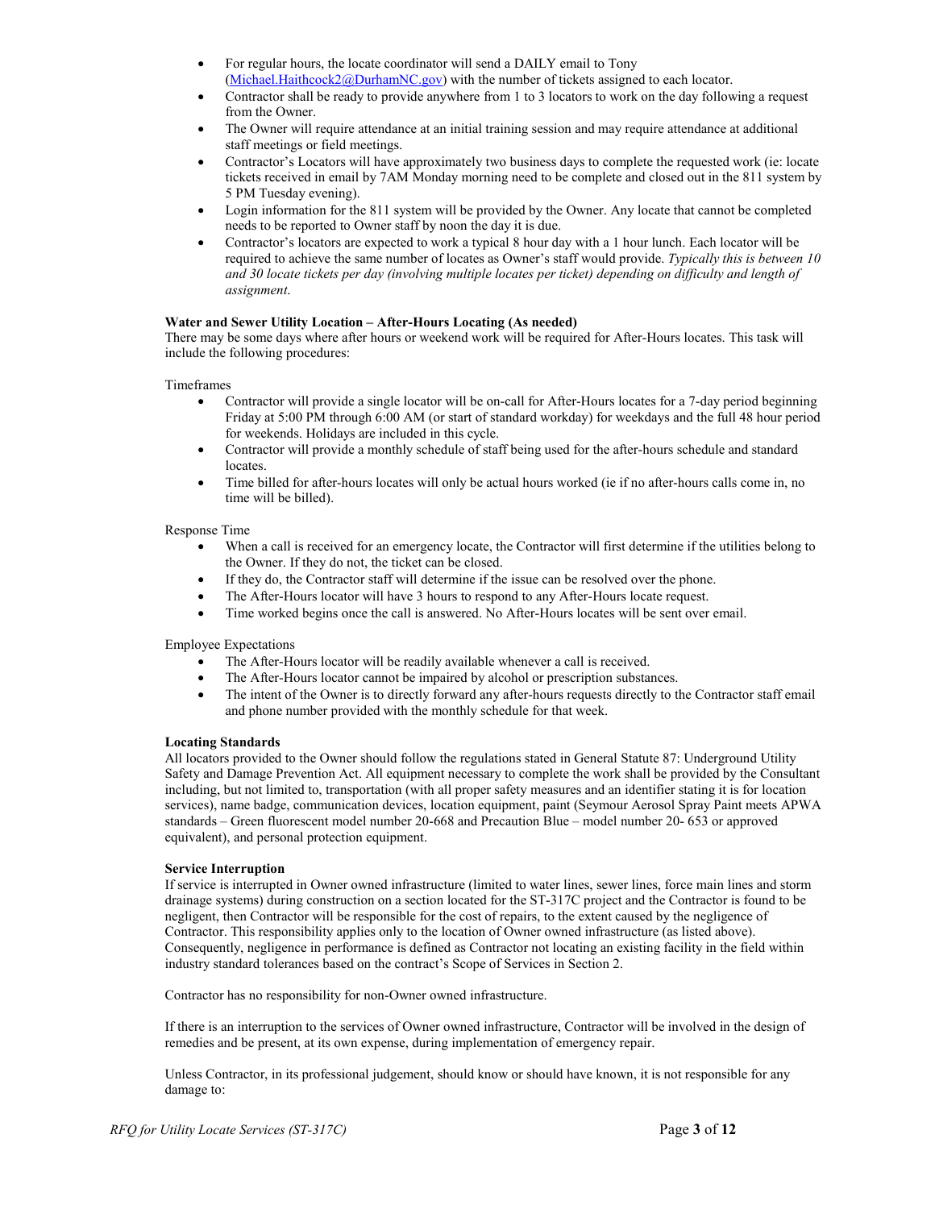- For regular hours, the locate coordinator will send a DAILY email to Tony (Michael.Haithcock2@DurhamNC.gov) with the number of tickets assigned to each locator.
- Contractor shall be ready to provide anywhere from 1 to 3 locators to work on the day following a request from the Owner.
- The Owner will require attendance at an initial training session and may require attendance at additional staff meetings or field meetings.
- Contractor's Locators will have approximately two business days to complete the requested work (ie: locate tickets received in email by 7AM Monday morning need to be complete and closed out in the 811 system by 5 PM Tuesday evening).
- Login information for the 811 system will be provided by the Owner. Any locate that cannot be completed needs to be reported to Owner staff by noon the day it is due.
- Contractor's locators are expected to work a typical 8 hour day with a 1 hour lunch. Each locator will be required to achieve the same number of locates as Owner's staff would provide. *Typically this is between 10 and 30 locate tickets per day (involving multiple locates per ticket) depending on difficulty and length of assignment*.

**Water and Sewer Utility Location – After-Hours Locating (As needed)**
There may be some days where after hours or weekend work will be required for After-Hours locates. This task will include the following procedures:

Timeframes

- Contractor will provide a single locator will be on-call for After-Hours locates for a 7-day period beginning Friday at 5:00 PM through 6:00 AM (or start of standard workday) for weekdays and the full 48 hour period for weekends. Holidays are included in this cycle.
- Contractor will provide a monthly schedule of staff being used for the after-hours schedule and standard locates.
- Time billed for after-hours locates will only be actual hours worked (ie if no after-hours calls come in, no time will be billed).

Response Time

- When a call is received for an emergency locate, the Contractor will first determine if the utilities belong to the Owner. If they do not, the ticket can be closed.
- If they do, the Contractor staff will determine if the issue can be resolved over the phone.
- The After-Hours locator will have 3 hours to respond to any After-Hours locate request.
- Time worked begins once the call is answered. No After-Hours locates will be sent over email.

Employee Expectations

- The After-Hours locator will be readily available whenever a call is received.
- The After-Hours locator cannot be impaired by alcohol or prescription substances.
- The intent of the Owner is to directly forward any after-hours requests directly to the Contractor staff email and phone number provided with the monthly schedule for that week.

**Locating Standards**
All locators provided to the Owner should follow the regulations stated in General Statute 87: Underground Utility Safety and Damage Prevention Act. All equipment necessary to complete the work shall be provided by the Consultant including, but not limited to, transportation (with all proper safety measures and an identifier stating it is for location services), name badge, communication devices, location equipment, paint (Seymour Aerosol Spray Paint meets APWA standards – Green fluorescent model number 20-668 and Precaution Blue – model number 20- 653 or approved equivalent), and personal protection equipment.

**Service Interruption**
If service is interrupted in Owner owned infrastructure (limited to water lines, sewer lines, force main lines and storm drainage systems) during construction on a section located for the ST-317C project and the Contractor is found to be negligent, then Contractor will be responsible for the cost of repairs, to the extent caused by the negligence of Contractor. This responsibility applies only to the location of Owner owned infrastructure (as listed above). Consequently, negligence in performance is defined as Contractor not locating an existing facility in the field within industry standard tolerances based on the contract's Scope of Services in Section 2.

Contractor has no responsibility for non-Owner owned infrastructure.

If there is an interruption to the services of Owner owned infrastructure, Contractor will be involved in the design of remedies and be present, at its own expense, during implementation of emergency repair.

Unless Contractor, in its professional judgement, should know or should have known, it is not responsible for any damage to: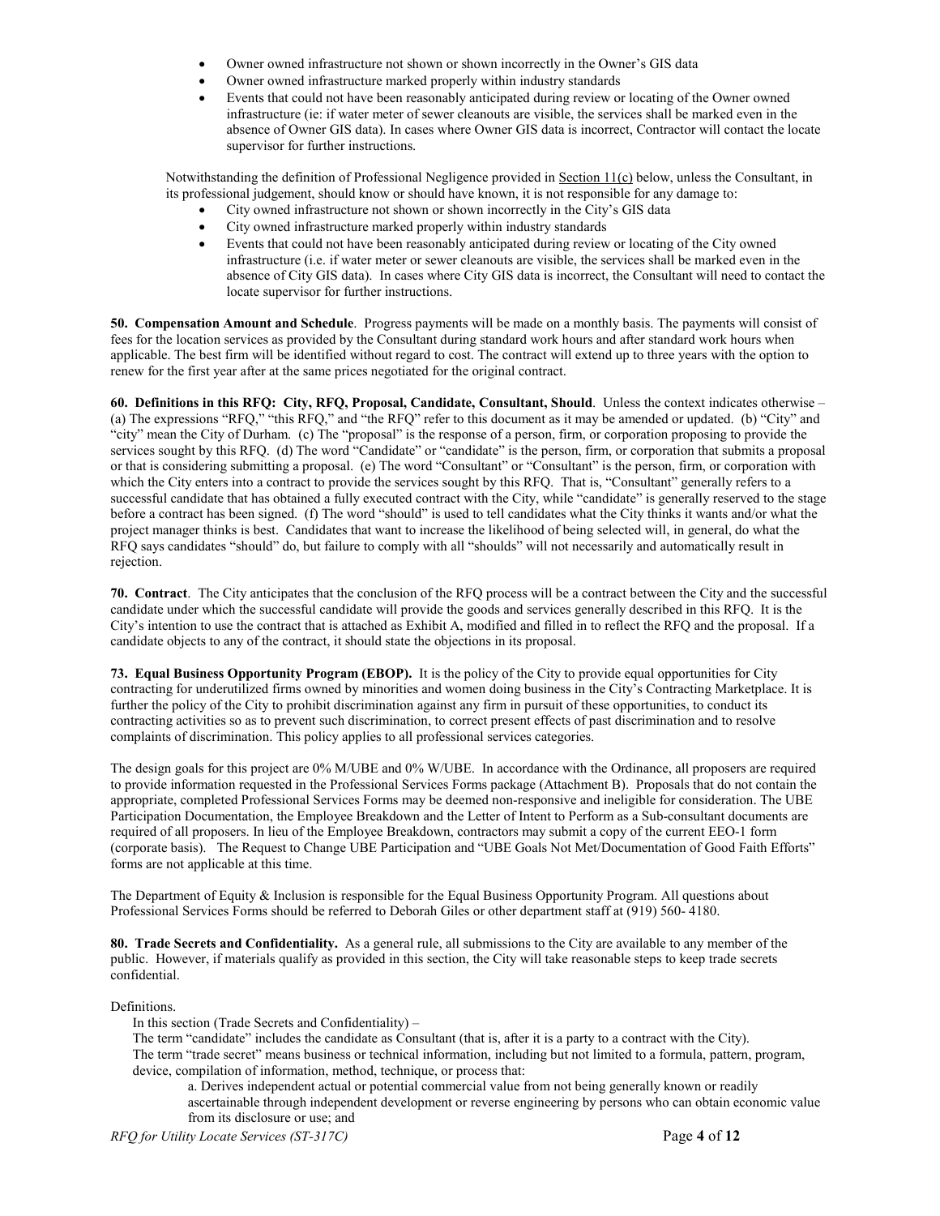- Owner owned infrastructure not shown or shown incorrectly in the Owner's GIS data
- Owner owned infrastructure marked properly within industry standards
- Events that could not have been reasonably anticipated during review or locating of the Owner owned infrastructure (ie: if water meter of sewer cleanouts are visible, the services shall be marked even in the absence of Owner GIS data). In cases where Owner GIS data is incorrect, Contractor will contact the locate supervisor for further instructions.

Notwithstanding the definition of Professional Negligence provided in Section 11(c) below, unless the Consultant, in its professional judgement, should know or should have known, it is not responsible for any damage to:

- City owned infrastructure not shown or shown incorrectly in the City's GIS data
- City owned infrastructure marked properly within industry standards
- Events that could not have been reasonably anticipated during review or locating of the City owned infrastructure (i.e. if water meter or sewer cleanouts are visible, the services shall be marked even in the absence of City GIS data). In cases where City GIS data is incorrect, the Consultant will need to contact the locate supervisor for further instructions.

**50. Compensation Amount and Schedule**. Progress payments will be made on a monthly basis. The payments will consist of fees for the location services as provided by the Consultant during standard work hours and after standard work hours when applicable. The best firm will be identified without regard to cost. The contract will extend up to three years with the option to renew for the first year after at the same prices negotiated for the original contract.

**60. Definitions in this RFQ: City, RFQ, Proposal, Candidate, Consultant, Should**. Unless the context indicates otherwise – (a) The expressions "RFQ," "this RFQ," and "the RFQ" refer to this document as it may be amended or updated. (b) "City" and "city" mean the City of Durham. (c) The "proposal" is the response of a person, firm, or corporation proposing to provide the services sought by this RFQ. (d) The word "Candidate" or "candidate" is the person, firm, or corporation that submits a proposal or that is considering submitting a proposal. (e) The word "Consultant" or "Consultant" is the person, firm, or corporation with which the City enters into a contract to provide the services sought by this RFQ. That is, "Consultant" generally refers to a successful candidate that has obtained a fully executed contract with the City, while "candidate" is generally reserved to the stage before a contract has been signed. (f) The word "should" is used to tell candidates what the City thinks it wants and/or what the project manager thinks is best. Candidates that want to increase the likelihood of being selected will, in general, do what the RFQ says candidates "should" do, but failure to comply with all "shoulds" will not necessarily and automatically result in rejection.

**70. Contract**. The City anticipates that the conclusion of the RFQ process will be a contract between the City and the successful candidate under which the successful candidate will provide the goods and services generally described in this RFQ. It is the City's intention to use the contract that is attached as Exhibit A, modified and filled in to reflect the RFQ and the proposal. If a candidate objects to any of the contract, it should state the objections in its proposal.

**73. Equal Business Opportunity Program (EBOP).** It is the policy of the City to provide equal opportunities for City contracting for underutilized firms owned by minorities and women doing business in the City's Contracting Marketplace. It is further the policy of the City to prohibit discrimination against any firm in pursuit of these opportunities, to conduct its contracting activities so as to prevent such discrimination, to correct present effects of past discrimination and to resolve complaints of discrimination. This policy applies to all professional services categories.

The design goals for this project are 0% M/UBE and 0% W/UBE. In accordance with the Ordinance, all proposers are required to provide information requested in the Professional Services Forms package (Attachment B). Proposals that do not contain the appropriate, completed Professional Services Forms may be deemed non-responsive and ineligible for consideration. The UBE Participation Documentation, the Employee Breakdown and the Letter of Intent to Perform as a Sub-consultant documents are required of all proposers. In lieu of the Employee Breakdown, contractors may submit a copy of the current EEO-1 form (corporate basis). The Request to Change UBE Participation and "UBE Goals Not Met/Documentation of Good Faith Efforts" forms are not applicable at this time.

The Department of Equity & Inclusion is responsible for the Equal Business Opportunity Program. All questions about Professional Services Forms should be referred to Deborah Giles or other department staff at (919) 560- 4180.

**80. Trade Secrets and Confidentiality.** As a general rule, all submissions to the City are available to any member of the public. However, if materials qualify as provided in this section, the City will take reasonable steps to keep trade secrets confidential.

Definitions.

In this section (Trade Secrets and Confidentiality) –

The term "candidate" includes the candidate as Consultant (that is, after it is a party to a contract with the City).

The term "trade secret" means business or technical information, including but not limited to a formula, pattern, program, device, compilation of information, method, technique, or process that:

a. Derives independent actual or potential commercial value from not being generally known or readily ascertainable through independent development or reverse engineering by persons who can obtain economic value from its disclosure or use; and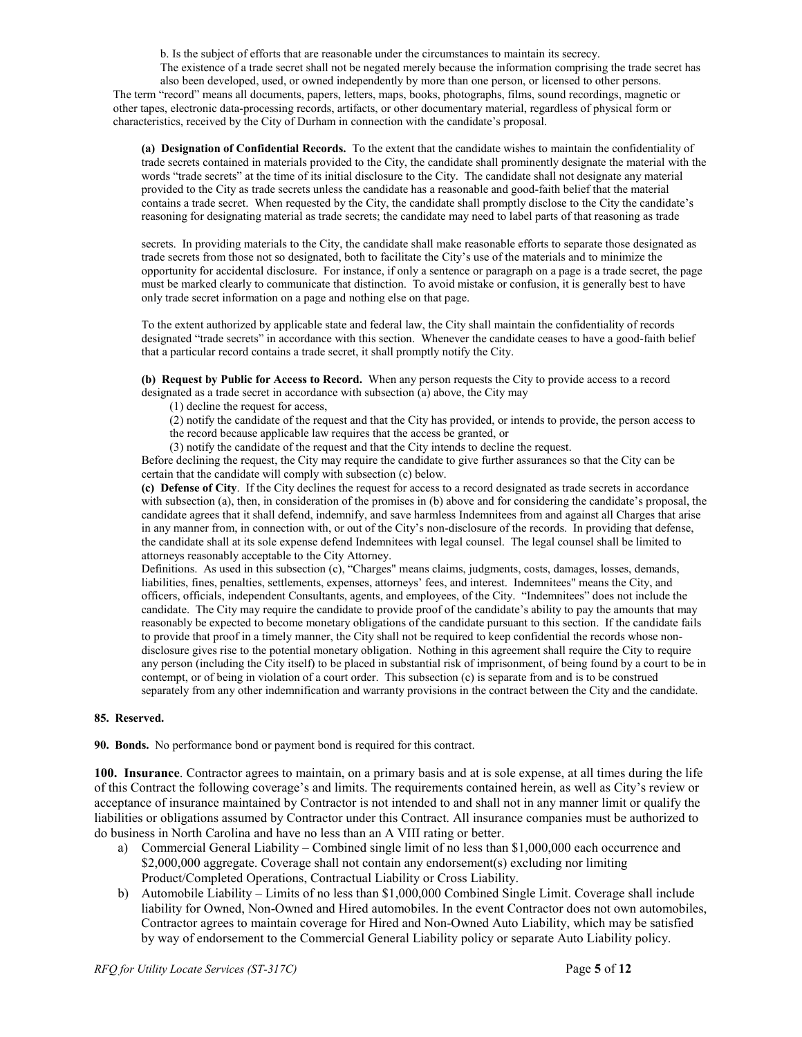b. Is the subject of efforts that are reasonable under the circumstances to maintain its secrecy.

The existence of a trade secret shall not be negated merely because the information comprising the trade secret has also been developed, used, or owned independently by more than one person, or licensed to other persons.

The term "record" means all documents, papers, letters, maps, books, photographs, films, sound recordings, magnetic or other tapes, electronic data-processing records, artifacts, or other documentary material, regardless of physical form or characteristics, received by the City of Durham in connection with the candidate's proposal.

**(a) Designation of Confidential Records.** To the extent that the candidate wishes to maintain the confidentiality of trade secrets contained in materials provided to the City, the candidate shall prominently designate the material with the words "trade secrets" at the time of its initial disclosure to the City. The candidate shall not designate any material provided to the City as trade secrets unless the candidate has a reasonable and good-faith belief that the material contains a trade secret. When requested by the City, the candidate shall promptly disclose to the City the candidate's reasoning for designating material as trade secrets; the candidate may need to label parts of that reasoning as trade secrets. In providing materials to the City, the candidate shall make reasonable efforts to separate those designated as trade secrets from those not so designated, both to facilitate the City's use of the materials and to minimize the opportunity for accidental disclosure. For instance, if only a sentence or paragraph on a page is a trade secret, the page must be marked clearly to communicate that distinction. To avoid mistake or confusion, it is generally best to have only trade secret information on a page and nothing else on that page.

To the extent authorized by applicable state and federal law, the City shall maintain the confidentiality of records designated "trade secrets" in accordance with this section. Whenever the candidate ceases to have a good-faith belief that a particular record contains a trade secret, it shall promptly notify the City.

**(b) Request by Public for Access to Record.** When any person requests the City to provide access to a record designated as a trade secret in accordance with subsection (a) above, the City may

(1) decline the request for access,

(2) notify the candidate of the request and that the City has provided, or intends to provide, the person access to the record because applicable law requires that the access be granted, or

(3) notify the candidate of the request and that the City intends to decline the request.

Before declining the request, the City may require the candidate to give further assurances so that the City can be certain that the candidate will comply with subsection (c) below.

**(c) Defense of City**. If the City declines the request for access to a record designated as trade secrets in accordance with subsection (a), then, in consideration of the promises in (b) above and for considering the candidate's proposal, the candidate agrees that it shall defend, indemnify, and save harmless Indemnitees from and against all Charges that arise in any manner from, in connection with, or out of the City's non-disclosure of the records. In providing that defense, the candidate shall at its sole expense defend Indemnitees with legal counsel. The legal counsel shall be limited to attorneys reasonably acceptable to the City Attorney.

Definitions. As used in this subsection (c), "Charges" means claims, judgments, costs, damages, losses, demands, liabilities, fines, penalties, settlements, expenses, attorneys' fees, and interest. Indemnitees" means the City, and officers, officials, independent Consultants, agents, and employees, of the City. "Indemnitees" does not include the candidate. The City may require the candidate to provide proof of the candidate's ability to pay the amounts that may reasonably be expected to become monetary obligations of the candidate pursuant to this section. If the candidate fails to provide that proof in a timely manner, the City shall not be required to keep confidential the records whose non-disclosure gives rise to the potential monetary obligation. Nothing in this agreement shall require the City to require any person (including the City itself) to be placed in substantial risk of imprisonment, of being found by a court to be in contempt, or of being in violation of a court order. This subsection (c) is separate from and is to be construed separately from any other indemnification and warranty provisions in the contract between the City and the candidate.

**85. Reserved.**

**90. Bonds.** No performance bond or payment bond is required for this contract.

**100. Insurance**. Contractor agrees to maintain, on a primary basis and at is sole expense, at all times during the life of this Contract the following coverage's and limits. The requirements contained herein, as well as City's review or acceptance of insurance maintained by Contractor is not intended to and shall not in any manner limit or qualify the liabilities or obligations assumed by Contractor under this Contract. All insurance companies must be authorized to do business in North Carolina and have no less than an A VIII rating or better.

a) Commercial General Liability – Combined single limit of no less than $1,000,000 each occurrence and $2,000,000 aggregate. Coverage shall not contain any endorsement(s) excluding nor limiting Product/Completed Operations, Contractual Liability or Cross Liability.

b) Automobile Liability – Limits of no less than $1,000,000 Combined Single Limit. Coverage shall include liability for Owned, Non-Owned and Hired automobiles. In the event Contractor does not own automobiles, Contractor agrees to maintain coverage for Hired and Non-Owned Auto Liability, which may be satisfied by way of endorsement to the Commercial General Liability policy or separate Auto Liability policy.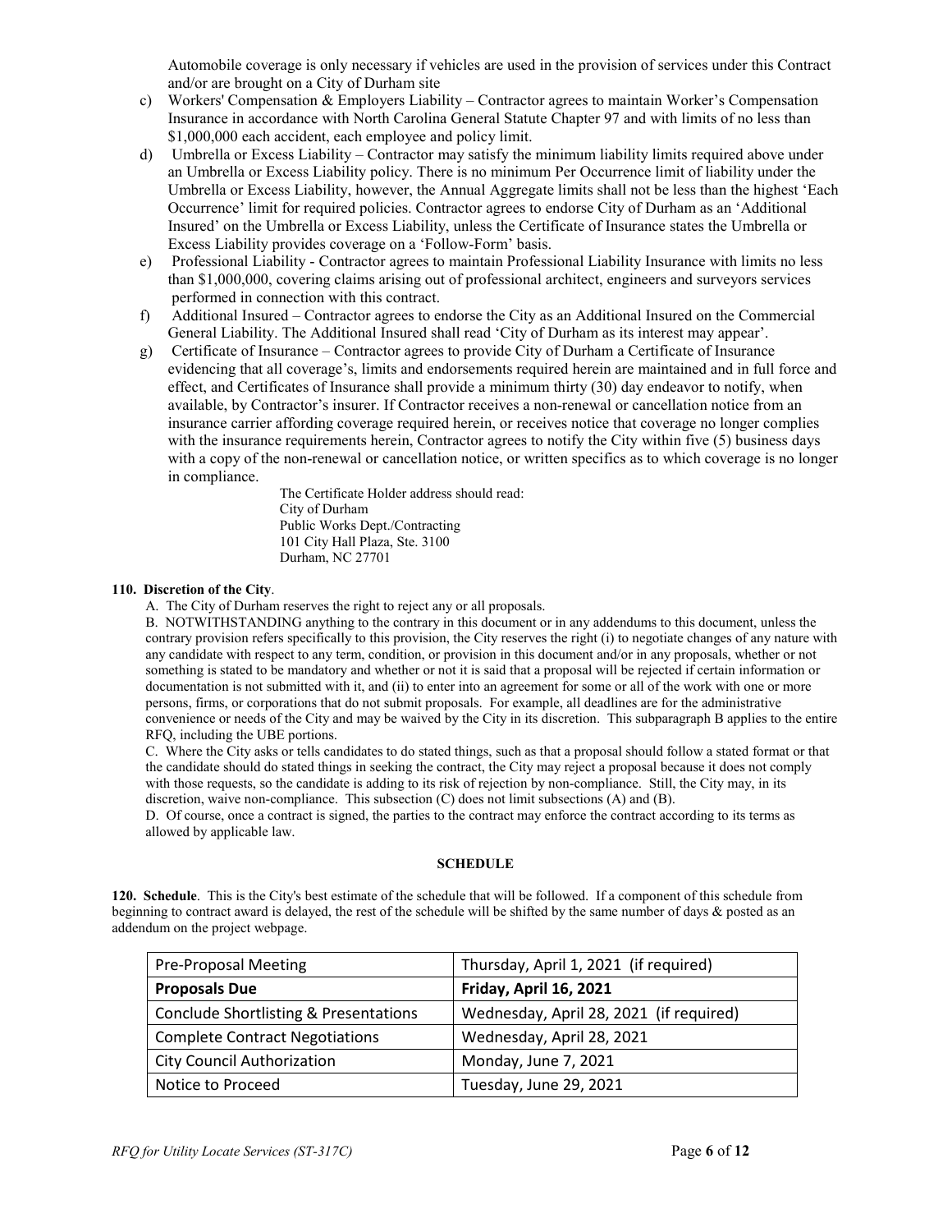Automobile coverage is only necessary if vehicles are used in the provision of services under this Contract and/or are brought on a City of Durham site

c) Workers' Compensation & Employers Liability – Contractor agrees to maintain Worker's Compensation Insurance in accordance with North Carolina General Statute Chapter 97 and with limits of no less than $1,000,000 each accident, each employee and policy limit.

d) Umbrella or Excess Liability – Contractor may satisfy the minimum liability limits required above under an Umbrella or Excess Liability policy. There is no minimum Per Occurrence limit of liability under the Umbrella or Excess Liability, however, the Annual Aggregate limits shall not be less than the highest 'Each Occurrence' limit for required policies. Contractor agrees to endorse City of Durham as an 'Additional Insured' on the Umbrella or Excess Liability, unless the Certificate of Insurance states the Umbrella or Excess Liability provides coverage on a 'Follow-Form' basis.

e) Professional Liability - Contractor agrees to maintain Professional Liability Insurance with limits no less than $1,000,000, covering claims arising out of professional architect, engineers and surveyors services performed in connection with this contract.

f) Additional Insured – Contractor agrees to endorse the City as an Additional Insured on the Commercial General Liability. The Additional Insured shall read 'City of Durham as its interest may appear'.

g) Certificate of Insurance – Contractor agrees to provide City of Durham a Certificate of Insurance evidencing that all coverage's, limits and endorsements required herein are maintained and in full force and effect, and Certificates of Insurance shall provide a minimum thirty (30) day endeavor to notify, when available, by Contractor's insurer. If Contractor receives a non-renewal or cancellation notice from an insurance carrier affording coverage required herein, or receives notice that coverage no longer complies with the insurance requirements herein, Contractor agrees to notify the City within five (5) business days with a copy of the non-renewal or cancellation notice, or written specifics as to which coverage is no longer in compliance.

The Certificate Holder address should read:
City of Durham
Public Works Dept./Contracting
101 City Hall Plaza, Ste. 3100
Durham, NC 27701

**110. Discretion of the City**.

A. The City of Durham reserves the right to reject any or all proposals.

B. NOTWITHSTANDING anything to the contrary in this document or in any addendums to this document, unless the contrary provision refers specifically to this provision, the City reserves the right (i) to negotiate changes of any nature with any candidate with respect to any term, condition, or provision in this document and/or in any proposals, whether or not something is stated to be mandatory and whether or not it is said that a proposal will be rejected if certain information or documentation is not submitted with it, and (ii) to enter into an agreement for some or all of the work with one or more persons, firms, or corporations that do not submit proposals. For example, all deadlines are for the administrative convenience or needs of the City and may be waived by the City in its discretion. This subparagraph B applies to the entire RFQ, including the UBE portions.

C. Where the City asks or tells candidates to do stated things, such as that a proposal should follow a stated format or that the candidate should do stated things in seeking the contract, the City may reject a proposal because it does not comply with those requests, so the candidate is adding to its risk of rejection by non-compliance. Still, the City may, in its discretion, waive non-compliance. This subsection (C) does not limit subsections (A) and (B).

D. Of course, once a contract is signed, the parties to the contract may enforce the contract according to its terms as allowed by applicable law.

## SCHEDULE

**120. Schedule**. This is the City's best estimate of the schedule that will be followed. If a component of this schedule from beginning to contract award is delayed, the rest of the schedule will be shifted by the same number of days & posted as an addendum on the project webpage.

| Pre-Proposal Meeting | Thursday, April 1, 2021 (if required) |
|---|---|
| **Proposals Due** | **Friday, April 16, 2021** |
| Conclude Shortlisting & Presentations | Wednesday, April 28, 2021 (if required) |
| Complete Contract Negotiations | Wednesday, April 28, 2021 |
| City Council Authorization | Monday, June 7, 2021 |
| Notice to Proceed | Tuesday, June 29, 2021 |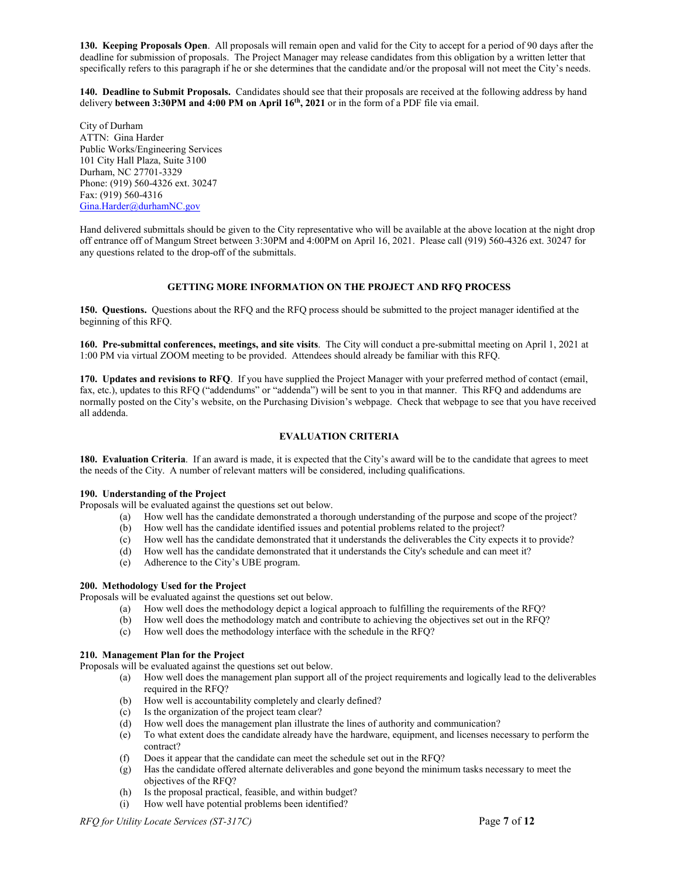**130. Keeping Proposals Open**. All proposals will remain open and valid for the City to accept for a period of 90 days after the deadline for submission of proposals. The Project Manager may release candidates from this obligation by a written letter that specifically refers to this paragraph if he or she determines that the candidate and/or the proposal will not meet the City's needs.

**140. Deadline to Submit Proposals.** Candidates should see that their proposals are received at the following address by hand delivery **between 3:30PM and 4:00 PM on April 16th, 2021** or in the form of a PDF file via email.

City of Durham
ATTN: Gina Harder
Public Works/Engineering Services
101 City Hall Plaza, Suite 3100
Durham, NC 27701-3329
Phone: (919) 560-4326 ext. 30247
Fax: (919) 560-4316
Gina.Harder@durhamNC.gov

Hand delivered submittals should be given to the City representative who will be available at the above location at the night drop off entrance off of Mangum Street between 3:30PM and 4:00PM on April 16, 2021. Please call (919) 560-4326 ext. 30247 for any questions related to the drop-off of the submittals.

## GETTING MORE INFORMATION ON THE PROJECT AND RFQ PROCESS

**150. Questions.** Questions about the RFQ and the RFQ process should be submitted to the project manager identified at the beginning of this RFQ.

**160. Pre-submittal conferences, meetings, and site visits**. The City will conduct a pre-submittal meeting on April 1, 2021 at 1:00 PM via virtual ZOOM meeting to be provided. Attendees should already be familiar with this RFQ.

**170. Updates and revisions to RFQ**. If you have supplied the Project Manager with your preferred method of contact (email, fax, etc.), updates to this RFQ ("addendums" or "addenda") will be sent to you in that manner. This RFQ and addendums are normally posted on the City's website, on the Purchasing Division's webpage. Check that webpage to see that you have received all addenda.

## EVALUATION CRITERIA

**180. Evaluation Criteria**. If an award is made, it is expected that the City's award will be to the candidate that agrees to meet the needs of the City. A number of relevant matters will be considered, including qualifications.

**190. Understanding of the Project**
Proposals will be evaluated against the questions set out below.

(a) How well has the candidate demonstrated a thorough understanding of the purpose and scope of the project?
(b) How well has the candidate identified issues and potential problems related to the project?
(c) How well has the candidate demonstrated that it understands the deliverables the City expects it to provide?
(d) How well has the candidate demonstrated that it understands the City's schedule and can meet it?
(e) Adherence to the City's UBE program.

**200. Methodology Used for the Project**
Proposals will be evaluated against the questions set out below.

(a) How well does the methodology depict a logical approach to fulfilling the requirements of the RFQ?
(b) How well does the methodology match and contribute to achieving the objectives set out in the RFQ?
(c) How well does the methodology interface with the schedule in the RFQ?

**210. Management Plan for the Project**
Proposals will be evaluated against the questions set out below.

(a) How well does the management plan support all of the project requirements and logically lead to the deliverables required in the RFQ?
(b) How well is accountability completely and clearly defined?
(c) Is the organization of the project team clear?
(d) How well does the management plan illustrate the lines of authority and communication?
(e) To what extent does the candidate already have the hardware, equipment, and licenses necessary to perform the contract?
(f) Does it appear that the candidate can meet the schedule set out in the RFQ?
(g) Has the candidate offered alternate deliverables and gone beyond the minimum tasks necessary to meet the objectives of the RFQ?
(h) Is the proposal practical, feasible, and within budget?
(i) How well have potential problems been identified?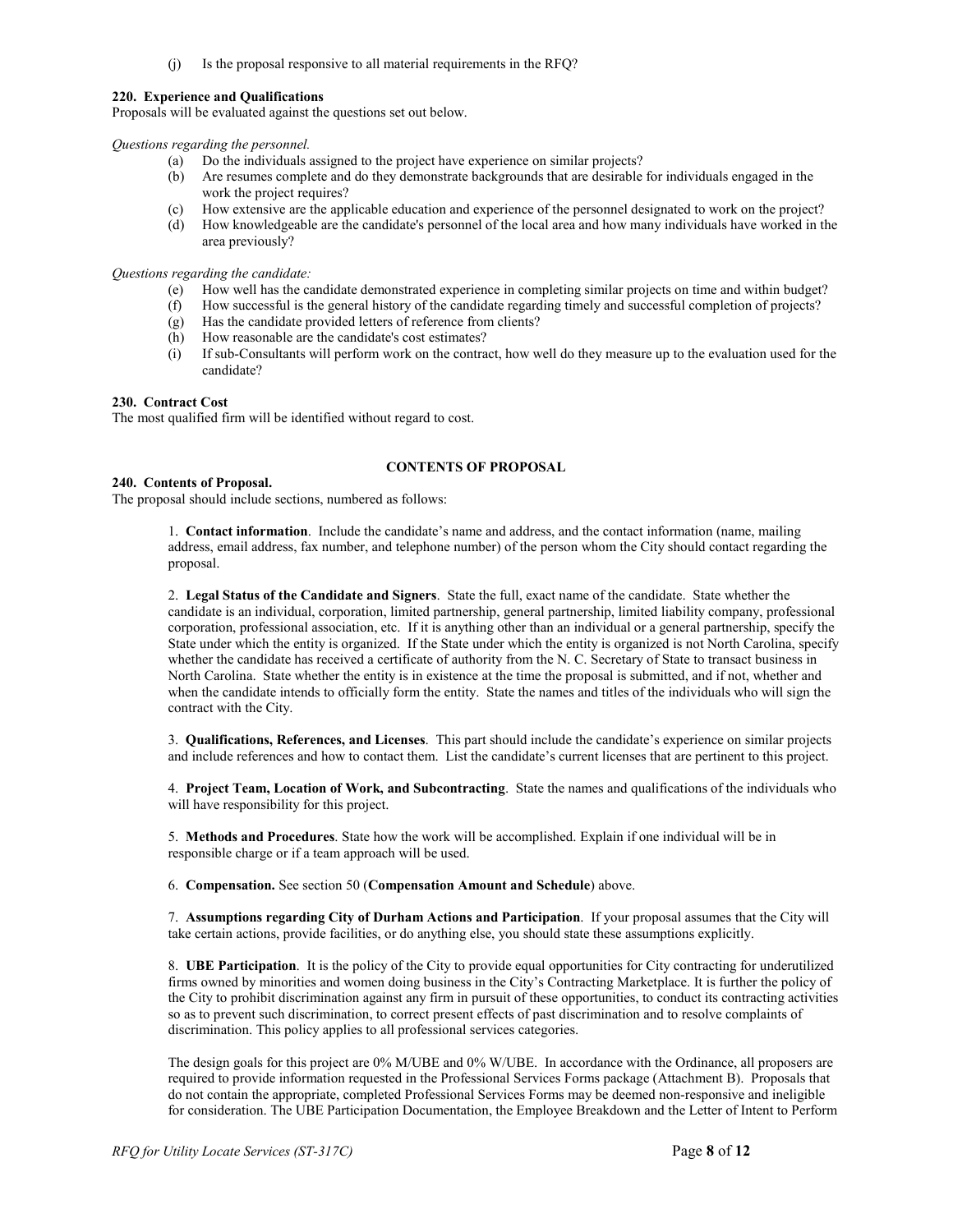(j) Is the proposal responsive to all material requirements in the RFQ?

**220. Experience and Qualifications**
Proposals will be evaluated against the questions set out below.

*Questions regarding the personnel.*

- (a) Do the individuals assigned to the project have experience on similar projects?
- (b) Are resumes complete and do they demonstrate backgrounds that are desirable for individuals engaged in the work the project requires?
- (c) How extensive are the applicable education and experience of the personnel designated to work on the project?
- (d) How knowledgeable are the candidate's personnel of the local area and how many individuals have worked in the area previously?

*Questions regarding the candidate:*

- (e) How well has the candidate demonstrated experience in completing similar projects on time and within budget?
- (f) How successful is the general history of the candidate regarding timely and successful completion of projects?
- (g) Has the candidate provided letters of reference from clients?
- (h) How reasonable are the candidate's cost estimates?
- (i) If sub-Consultants will perform work on the contract, how well do they measure up to the evaluation used for the candidate?

**230. Contract Cost**
The most qualified firm will be identified without regard to cost.

## CONTENTS OF PROPOSAL

**240. Contents of Proposal.**
The proposal should include sections, numbered as follows:

1. **Contact information**. Include the candidate's name and address, and the contact information (name, mailing address, email address, fax number, and telephone number) of the person whom the City should contact regarding the proposal.

2. **Legal Status of the Candidate and Signers**. State the full, exact name of the candidate. State whether the candidate is an individual, corporation, limited partnership, general partnership, limited liability company, professional corporation, professional association, etc. If it is anything other than an individual or a general partnership, specify the State under which the entity is organized. If the State under which the entity is organized is not North Carolina, specify whether the candidate has received a certificate of authority from the N. C. Secretary of State to transact business in North Carolina. State whether the entity is in existence at the time the proposal is submitted, and if not, whether and when the candidate intends to officially form the entity. State the names and titles of the individuals who will sign the contract with the City.

3. **Qualifications, References, and Licenses**. This part should include the candidate's experience on similar projects and include references and how to contact them. List the candidate's current licenses that are pertinent to this project.

4. **Project Team, Location of Work, and Subcontracting**. State the names and qualifications of the individuals who will have responsibility for this project.

5. **Methods and Procedures**. State how the work will be accomplished. Explain if one individual will be in responsible charge or if a team approach will be used.

6. **Compensation.** See section 50 (**Compensation Amount and Schedule**) above.

7. **Assumptions regarding City of Durham Actions and Participation**. If your proposal assumes that the City will take certain actions, provide facilities, or do anything else, you should state these assumptions explicitly.

8. **UBE Participation**. It is the policy of the City to provide equal opportunities for City contracting for underutilized firms owned by minorities and women doing business in the City's Contracting Marketplace. It is further the policy of the City to prohibit discrimination against any firm in pursuit of these opportunities, to conduct its contracting activities so as to prevent such discrimination, to correct present effects of past discrimination and to resolve complaints of discrimination. This policy applies to all professional services categories.

   The design goals for this project are 0% M/UBE and 0% W/UBE. In accordance with the Ordinance, all proposers are required to provide information requested in the Professional Services Forms package (Attachment B). Proposals that do not contain the appropriate, completed Professional Services Forms may be deemed non-responsive and ineligible for consideration. The UBE Participation Documentation, the Employee Breakdown and the Letter of Intent to Perform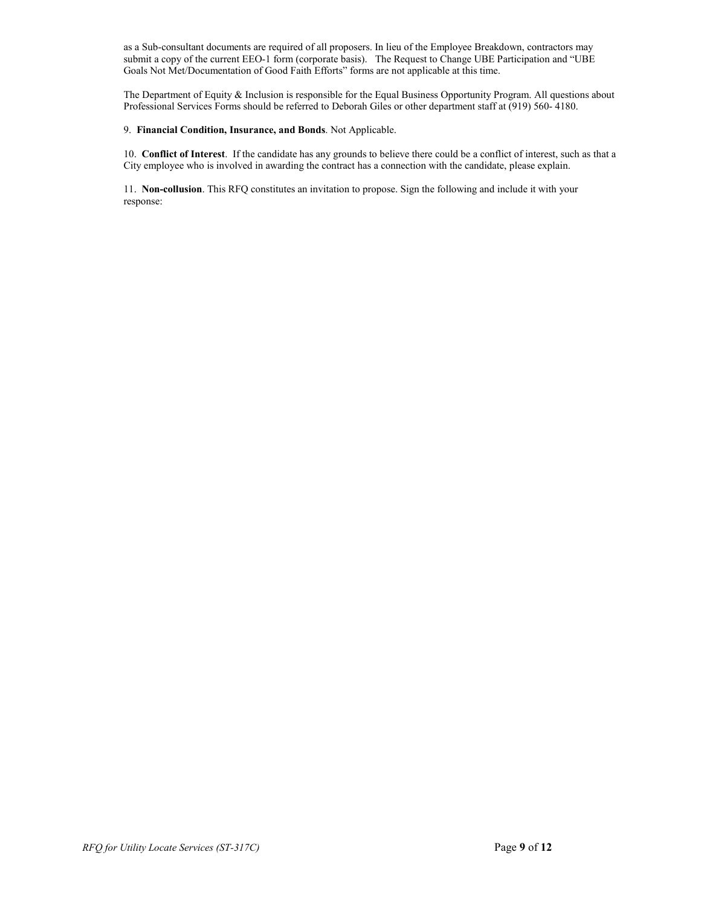as a Sub-consultant documents are required of all proposers. In lieu of the Employee Breakdown, contractors may submit a copy of the current EEO-1 form (corporate basis). The Request to Change UBE Participation and "UBE Goals Not Met/Documentation of Good Faith Efforts" forms are not applicable at this time.

The Department of Equity & Inclusion is responsible for the Equal Business Opportunity Program. All questions about Professional Services Forms should be referred to Deborah Giles or other department staff at (919) 560- 4180.

9. **Financial Condition, Insurance, and Bonds**. Not Applicable.

10. **Conflict of Interest**. If the candidate has any grounds to believe there could be a conflict of interest, such as that a City employee who is involved in awarding the contract has a connection with the candidate, please explain.

11. **Non-collusion**. This RFQ constitutes an invitation to propose. Sign the following and include it with your response: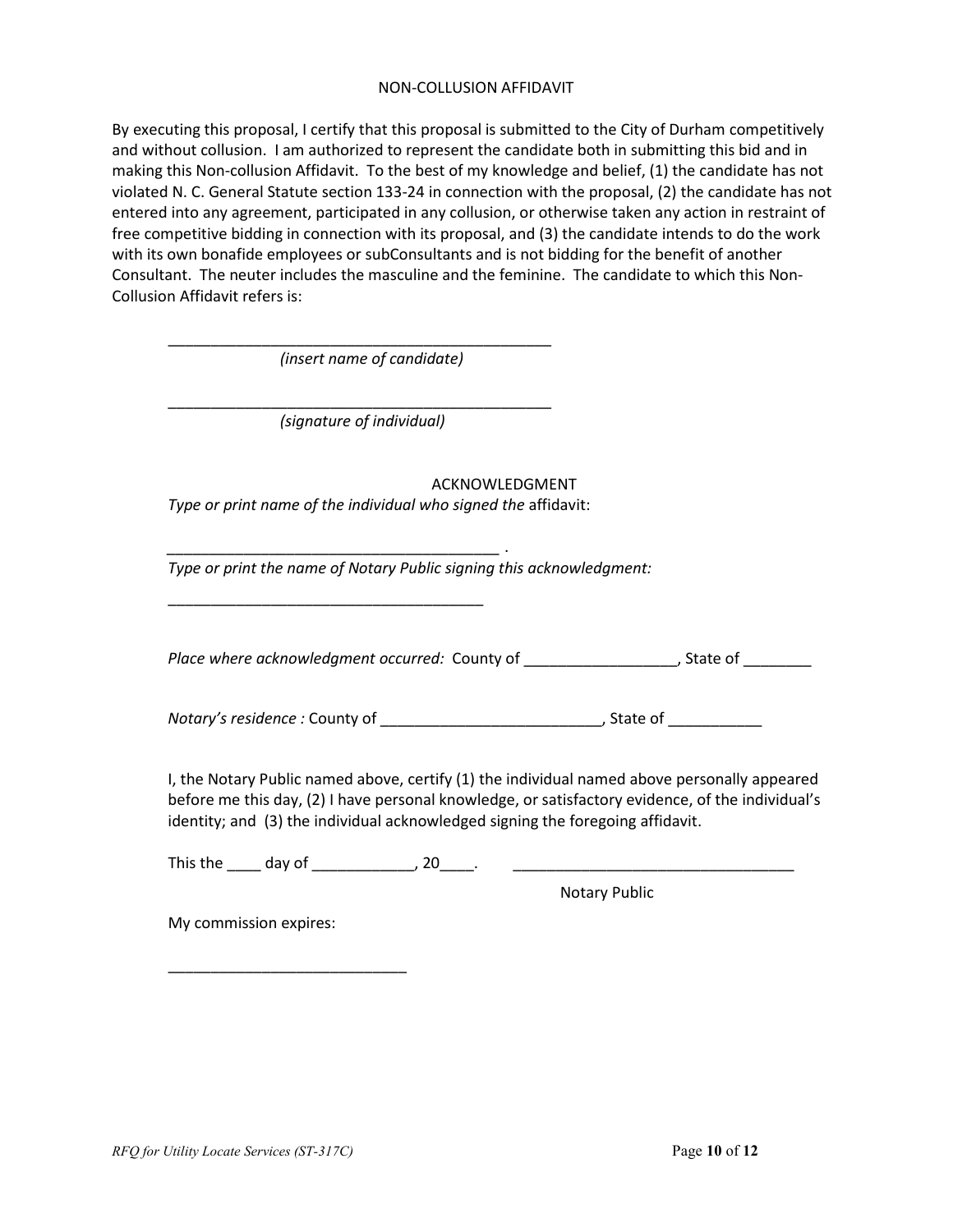# NON-COLLUSION AFFIDAVIT

By executing this proposal, I certify that this proposal is submitted to the City of Durham competitively and without collusion. I am authorized to represent the candidate both in submitting this bid and in making this Non-collusion Affidavit. To the best of my knowledge and belief, (1) the candidate has not violated N. C. General Statute section 133-24 in connection with the proposal, (2) the candidate has not entered into any agreement, participated in any collusion, or otherwise taken any action in restraint of free competitive bidding in connection with its proposal, and (3) the candidate intends to do the work with its own bonafide employees or subConsultants and is not bidding for the benefit of another Consultant. The neuter includes the masculine and the feminine. The candidate to which this Non-Collusion Affidavit refers is:

_______________________________________________
*(insert name of candidate)*

_______________________________________________
*(signature of individual)*

## ACKNOWLEDGMENT

*Type or print name of the individual who signed the* affidavit:

_________________________________________ .

*Type or print the name of Notary Public signing this acknowledgment:*

_______________________________________

*Place where acknowledgment occurred:* County of __________________, State of ________

*Notary's residence :* County of __________________________, State of ___________

I, the Notary Public named above, certify (1) the individual named above personally appeared before me this day, (2) I have personal knowledge, or satisfactory evidence, of the individual's identity; and (3) the individual acknowledged signing the foregoing affidavit.

This the ____ day of ____________, 20____. __________________________________

Notary Public

My commission expires:

____________________________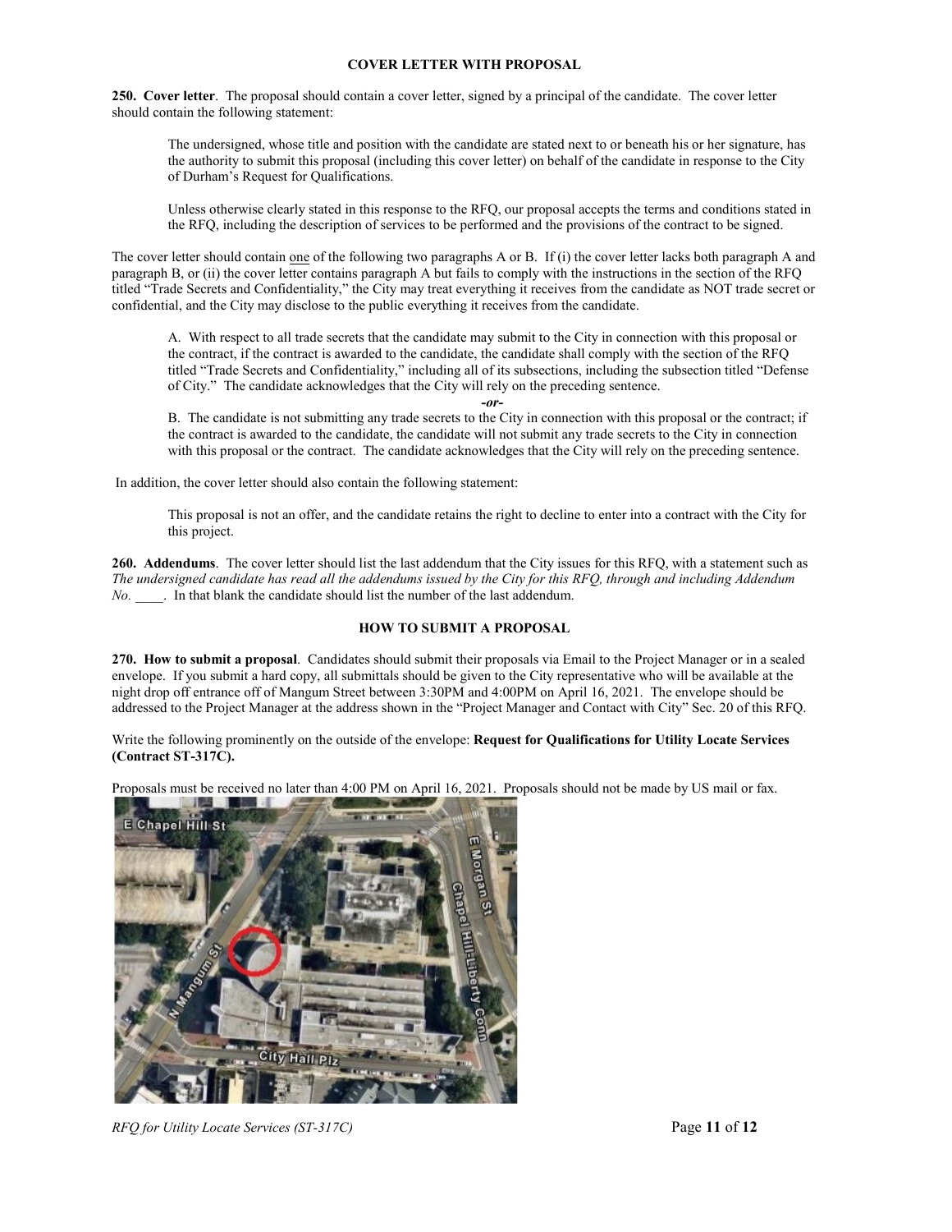## COVER LETTER WITH PROPOSAL

**250. Cover letter**. The proposal should contain a cover letter, signed by a principal of the candidate. The cover letter should contain the following statement:

> The undersigned, whose title and position with the candidate are stated next to or beneath his or her signature, has the authority to submit this proposal (including this cover letter) on behalf of the candidate in response to the City of Durham's Request for Qualifications.
>
> Unless otherwise clearly stated in this response to the RFQ, our proposal accepts the terms and conditions stated in the RFQ, including the description of services to be performed and the provisions of the contract to be signed.

The cover letter should contain one of the following two paragraphs A or B. If (i) the cover letter lacks both paragraph A and paragraph B, or (ii) the cover letter contains paragraph A but fails to comply with the instructions in the section of the RFQ titled "Trade Secrets and Confidentiality," the City may treat everything it receives from the candidate as NOT trade secret or confidential, and the City may disclose to the public everything it receives from the candidate.

> A. With respect to all trade secrets that the candidate may submit to the City in connection with this proposal or the contract, if the contract is awarded to the candidate, the candidate shall comply with the section of the RFQ titled "Trade Secrets and Confidentiality," including all of its subsections, including the subsection titled "Defense of City." The candidate acknowledges that the City will rely on the preceding sentence.
>
> ***-or-***
>
> B. The candidate is not submitting any trade secrets to the City in connection with this proposal or the contract; if the contract is awarded to the candidate, the candidate will not submit any trade secrets to the City in connection with this proposal or the contract. The candidate acknowledges that the City will rely on the preceding sentence.

In addition, the cover letter should also contain the following statement:

> This proposal is not an offer, and the candidate retains the right to decline to enter into a contract with the City for this project.

**260. Addendums**. The cover letter should list the last addendum that the City issues for this RFQ, with a statement such as *The undersigned candidate has read all the addendums issued by the City for this RFQ, through and including Addendum No. ____*. In that blank the candidate should list the number of the last addendum.

## HOW TO SUBMIT A PROPOSAL

**270. How to submit a proposal**. Candidates should submit their proposals via Email to the Project Manager or in a sealed envelope. If you submit a hard copy, all submittals should be given to the City representative who will be available at the night drop off entrance off of Mangum Street between 3:30PM and 4:00PM on April 16, 2021. The envelope should be addressed to the Project Manager at the address shown in the "Project Manager and Contact with City" Sec. 20 of this RFQ.

Write the following prominently on the outside of the envelope: **Request for Qualifications for Utility Locate Services (Contract ST-317C).**

Proposals must be received no later than 4:00 PM on April 16, 2021. Proposals should not be made by US mail or fax.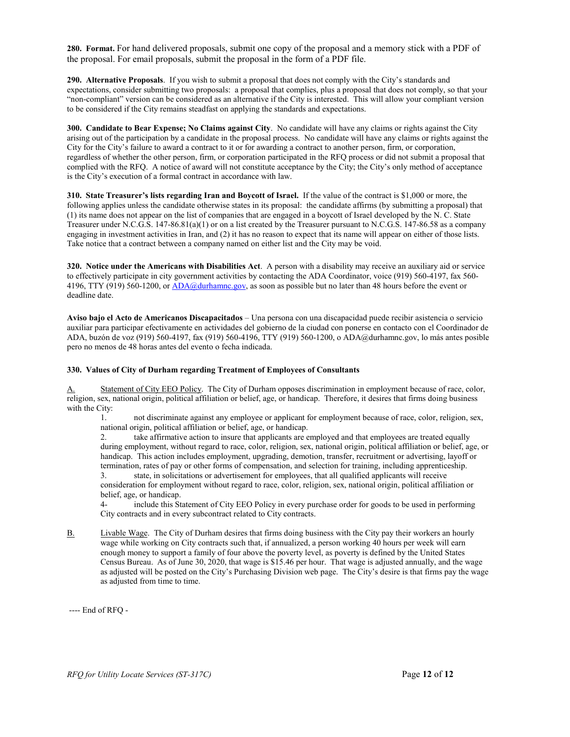**280. Format.** For hand delivered proposals, submit one copy of the proposal and a memory stick with a PDF of the proposal. For email proposals, submit the proposal in the form of a PDF file.

**290. Alternative Proposals**. If you wish to submit a proposal that does not comply with the City's standards and expectations, consider submitting two proposals: a proposal that complies, plus a proposal that does not comply, so that your "non-compliant" version can be considered as an alternative if the City is interested. This will allow your compliant version to be considered if the City remains steadfast on applying the standards and expectations.

**300. Candidate to Bear Expense; No Claims against City**. No candidate will have any claims or rights against the City arising out of the participation by a candidate in the proposal process. No candidate will have any claims or rights against the City for the City's failure to award a contract to it or for awarding a contract to another person, firm, or corporation, regardless of whether the other person, firm, or corporation participated in the RFQ process or did not submit a proposal that complied with the RFQ. A notice of award will not constitute acceptance by the City; the City's only method of acceptance is the City's execution of a formal contract in accordance with law.

**310. State Treasurer's lists regarding Iran and Boycott of Israel.** If the value of the contract is $1,000 or more, the following applies unless the candidate otherwise states in its proposal: the candidate affirms (by submitting a proposal) that (1) its name does not appear on the list of companies that are engaged in a boycott of Israel developed by the N. C. State Treasurer under N.C.G.S. 147-86.81(a)(1) or on a list created by the Treasurer pursuant to N.C.G.S. 147-86.58 as a company engaging in investment activities in Iran, and (2) it has no reason to expect that its name will appear on either of those lists. Take notice that a contract between a company named on either list and the City may be void.

**320. Notice under the Americans with Disabilities Act**. A person with a disability may receive an auxiliary aid or service to effectively participate in city government activities by contacting the ADA Coordinator, voice (919) 560-4197, fax 560-4196, TTY (919) 560-1200, or ADA@durhamnc.gov, as soon as possible but no later than 48 hours before the event or deadline date.

**Aviso bajo el Acto de Americanos Discapacitados** – Una persona con una discapacidad puede recibir asistencia o servicio auxiliar para participar efectivamente en actividades del gobierno de la ciudad con ponerse en contacto con el Coordinador de ADA, buzón de voz (919) 560-4197, fax (919) 560-4196, TTY (919) 560-1200, o ADA@durhamnc.gov, lo más antes posible pero no menos de 48 horas antes del evento o fecha indicada.

**330. Values of City of Durham regarding Treatment of Employees of Consultants**

A. Statement of City EEO Policy. The City of Durham opposes discrimination in employment because of race, color, religion, sex, national origin, political affiliation or belief, age, or handicap. Therefore, it desires that firms doing business with the City:

1. not discriminate against any employee or applicant for employment because of race, color, religion, sex, national origin, political affiliation or belief, age, or handicap.
2. take affirmative action to insure that applicants are employed and that employees are treated equally during employment, without regard to race, color, religion, sex, national origin, political affiliation or belief, age, or handicap. This action includes employment, upgrading, demotion, transfer, recruitment or advertising, layoff or termination, rates of pay or other forms of compensation, and selection for training, including apprenticeship.
3. state, in solicitations or advertisement for employees, that all qualified applicants will receive consideration for employment without regard to race, color, religion, sex, national origin, political affiliation or belief, age, or handicap.
4- include this Statement of City EEO Policy in every purchase order for goods to be used in performing City contracts and in every subcontract related to City contracts.

B. Livable Wage. The City of Durham desires that firms doing business with the City pay their workers an hourly wage while working on City contracts such that, if annualized, a person working 40 hours per week will earn enough money to support a family of four above the poverty level, as poverty is defined by the United States Census Bureau. As of June 30, 2020, that wage is $15.46 per hour. That wage is adjusted annually, and the wage as adjusted will be posted on the City's Purchasing Division web page. The City's desire is that firms pay the wage as adjusted from time to time.

---- End of RFQ -